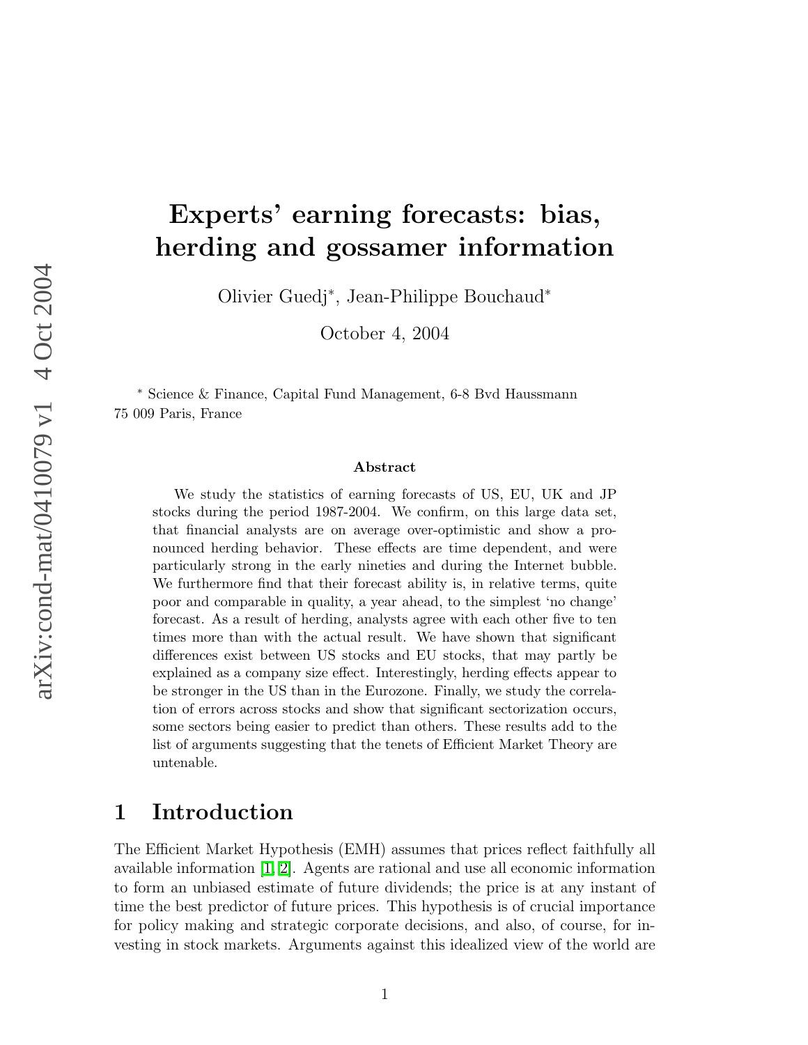# Experts' earning forecasts: bias, herding and gossamer information

Olivier Guedj*, Jean-Philippe Bouchaud*

October 4, 2004

\* Science & Finance, Capital Fund Management, 6-8 Bvd Haussmann 75 009 Paris, France

### Abstract

We study the statistics of earning forecasts of US, EU, UK and JP stocks during the period 1987-2004. We confirm, on this large data set, that financial analysts are on average over-optimistic and show a pronounced herding behavior. These effects are time dependent, and were particularly strong in the early nineties and during the Internet bubble. We furthermore find that their forecast ability is, in relative terms, quite poor and comparable in quality, a year ahead, to the simplest 'no change' forecast. As a result of herding, analysts agree with each other five to ten times more than with the actual result. We have shown that significant differences exist between US stocks and EU stocks, that may partly be explained as a company size effect. Interestingly, herding effects appear to be stronger in the US than in the Eurozone. Finally, we study the correlation of errors across stocks and show that significant sectorization occurs, some sectors being easier to predict than others. These results add to the list of arguments suggesting that the tenets of Efficient Market Theory are untenable.

## 1 Introduction

The Efficient Market Hypothesis (EMH) assumes that prices reflect faithfully all available information [1, 2]. Agents are rational and use all economic information to form an unbiased estimate of future dividends; the price is at any instant of time the best predictor of future prices. This hypothesis is of crucial importance for policy making and strategic corporate decisions, and also, of course, for investing in stock markets. Arguments against this idealized view of the world are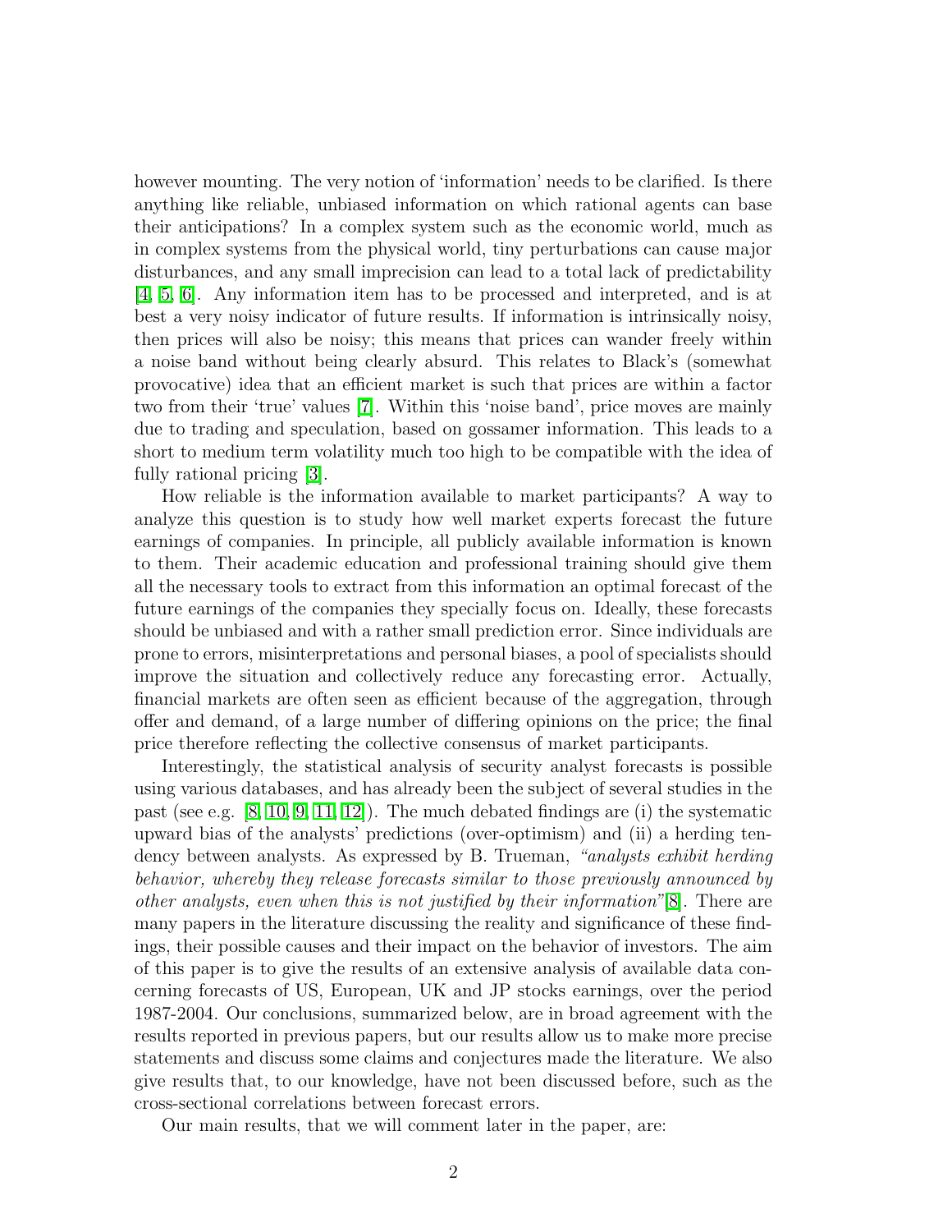however mounting. The very notion of 'information' needs to be clarified. Is there anything like reliable, unbiased information on which rational agents can base their anticipations? In a complex system such as the economic world, much as in complex systems from the physical world, tiny perturbations can cause major disturbances, and any small imprecision can lead to a total lack of predictability [4, 5, 6]. Any information item has to be processed and interpreted, and is at best a very noisy indicator of future results. If information is intrinsically noisy, then prices will also be noisy; this means that prices can wander freely within a noise band without being clearly absurd. This relates to Black's (somewhat provocative) idea that an efficient market is such that prices are within a factor two from their 'true' values [7]. Within this 'noise band', price moves are mainly due to trading and speculation, based on gossamer information. This leads to a short to medium term volatility much too high to be compatible with the idea of fully rational pricing [3].

How reliable is the information available to market participants? A way to analyze this question is to study how well market experts forecast the future earnings of companies. In principle, all publicly available information is known to them. Their academic education and professional training should give them all the necessary tools to extract from this information an optimal forecast of the future earnings of the companies they specially focus on. Ideally, these forecasts should be unbiased and with a rather small prediction error. Since individuals are prone to errors, misinterpretations and personal biases, a pool of specialists should improve the situation and collectively reduce any forecasting error. Actually, financial markets are often seen as efficient because of the aggregation, through offer and demand, of a large number of differing opinions on the price; the final price therefore reflecting the collective consensus of market participants.

Interestingly, the statistical analysis of security analyst forecasts is possible using various databases, and has already been the subject of several studies in the past (see e.g. [8, 10, 9, 11, 12]). The much debated findings are (i) the systematic upward bias of the analysts' predictions (over-optimism) and (ii) a herding tendency between analysts. As expressed by B. Trueman, *"analysts exhibit herding behavior, whereby they release forecasts similar to those previously announced by other analysts, even when this is not justified by their information"*[8]. There are many papers in the literature discussing the reality and significance of these findings, their possible causes and their impact on the behavior of investors. The aim of this paper is to give the results of an extensive analysis of available data concerning forecasts of US, European, UK and JP stocks earnings, over the period 1987-2004. Our conclusions, summarized below, are in broad agreement with the results reported in previous papers, but our results allow us to make more precise statements and discuss some claims and conjectures made the literature. We also give results that, to our knowledge, have not been discussed before, such as the cross-sectional correlations between forecast errors.

Our main results, that we will comment later in the paper, are: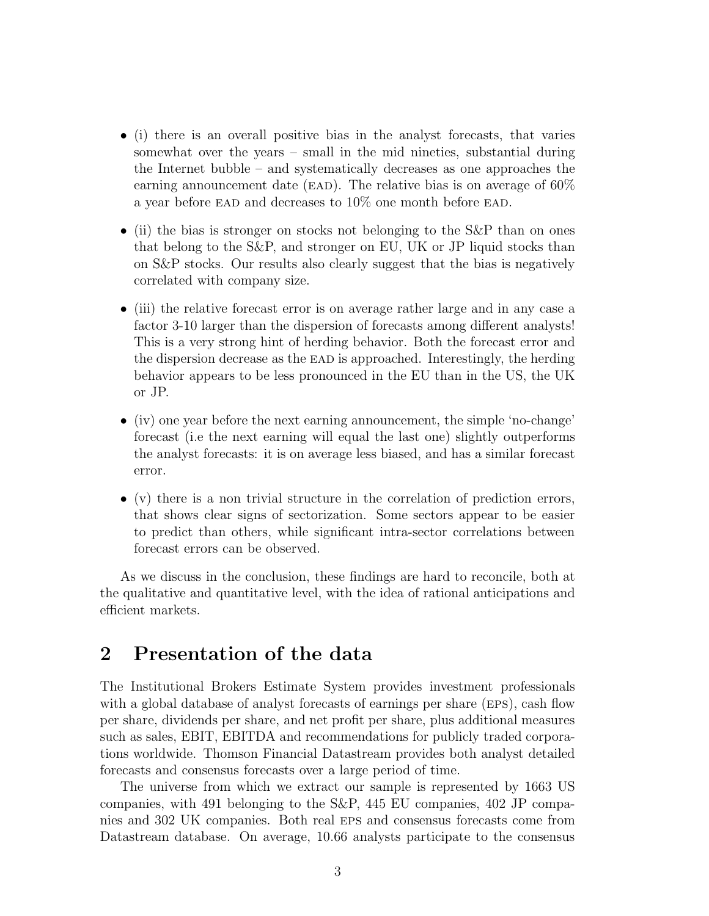- (i) there is an overall positive bias in the analyst forecasts, that varies somewhat over the years – small in the mid nineties, substantial during the Internet bubble – and systematically decreases as one approaches the earning announcement date (EAD). The relative bias is on average of 60% a year before EAD and decreases to 10% one month before EAD.

- (ii) the bias is stronger on stocks not belonging to the S&P than on ones that belong to the S&P, and stronger on EU, UK or JP liquid stocks than on S&P stocks. Our results also clearly suggest that the bias is negatively correlated with company size.

- (iii) the relative forecast error is on average rather large and in any case a factor 3-10 larger than the dispersion of forecasts among different analysts! This is a very strong hint of herding behavior. Both the forecast error and the dispersion decrease as the EAD is approached. Interestingly, the herding behavior appears to be less pronounced in the EU than in the US, the UK or JP.

- (iv) one year before the next earning announcement, the simple 'no-change' forecast (i.e the next earning will equal the last one) slightly outperforms the analyst forecasts: it is on average less biased, and has a similar forecast error.

- (v) there is a non trivial structure in the correlation of prediction errors, that shows clear signs of sectorization. Some sectors appear to be easier to predict than others, while significant intra-sector correlations between forecast errors can be observed.

As we discuss in the conclusion, these findings are hard to reconcile, both at the qualitative and quantitative level, with the idea of rational anticipations and efficient markets.

## 2 Presentation of the data

The Institutional Brokers Estimate System provides investment professionals with a global database of analyst forecasts of earnings per share (EPS), cash flow per share, dividends per share, and net profit per share, plus additional measures such as sales, EBIT, EBITDA and recommendations for publicly traded corporations worldwide. Thomson Financial Datastream provides both analyst detailed forecasts and consensus forecasts over a large period of time.

The universe from which we extract our sample is represented by 1663 US companies, with 491 belonging to the S&P, 445 EU companies, 402 JP companies and 302 UK companies. Both real EPS and consensus forecasts come from Datastream database. On average, 10.66 analysts participate to the consensus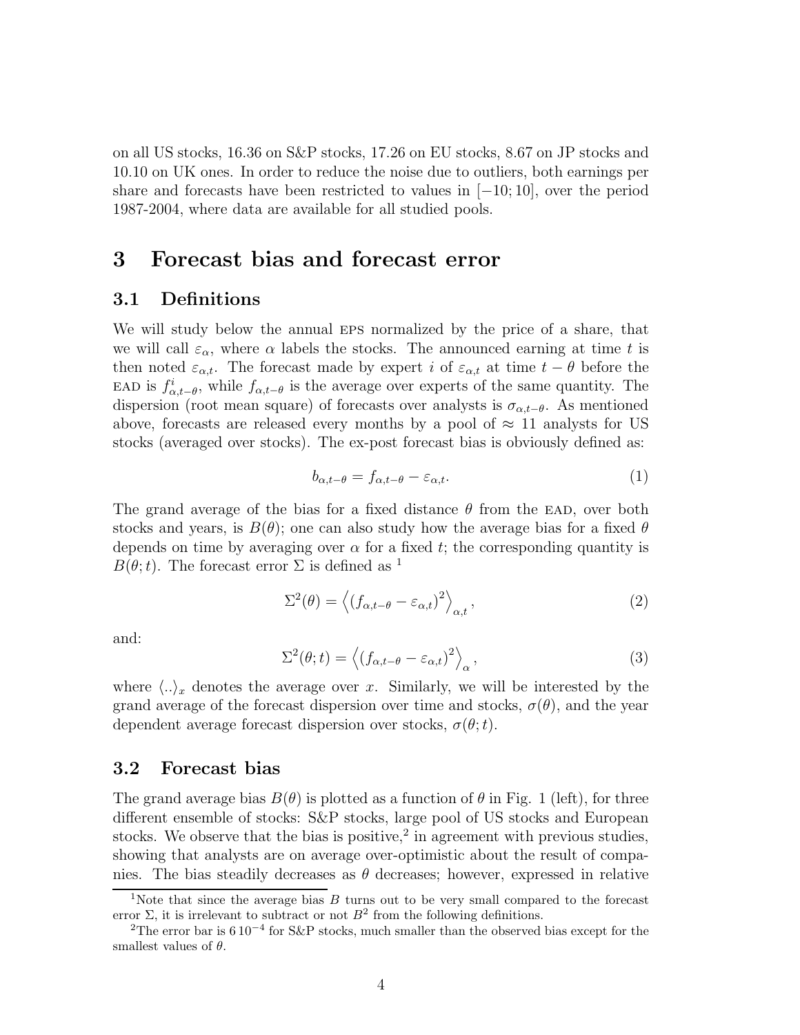on all US stocks, 16.36 on S&P stocks, 17.26 on EU stocks, 8.67 on JP stocks and 10.10 on UK ones. In order to reduce the noise due to outliers, both earnings per share and forecasts have been restricted to values in $[-10; 10]$, over the period 1987-2004, where data are available for all studied pools.

# 3 Forecast bias and forecast error

## 3.1 Definitions

We will study below the annual EPS normalized by the price of a share, that we will call $\varepsilon_\alpha$, where $\alpha$ labels the stocks. The announced earning at time $t$ is then noted $\varepsilon_{\alpha,t}$. The forecast made by expert $i$ of $\varepsilon_{\alpha,t}$ at time $t-\theta$ before the EAD is $f^i_{\alpha,t-\theta}$, while $f_{\alpha,t-\theta}$ is the average over experts of the same quantity. The dispersion (root mean square) of forecasts over analysts is $\sigma_{\alpha,t-\theta}$. As mentioned above, forecasts are released every months by a pool of $\approx 11$ analysts for US stocks (averaged over stocks). The ex-post forecast bias is obviously defined as:

$$b_{\alpha,t-\theta} = f_{\alpha,t-\theta} - \varepsilon_{\alpha,t}. \tag{1}$$

The grand average of the bias for a fixed distance $\theta$ from the EAD, over both stocks and years, is $B(\theta)$; one can also study how the average bias for a fixed $\theta$ depends on time by averaging over $\alpha$ for a fixed $t$; the corresponding quantity is $B(\theta; t)$. The forecast error $\Sigma$ is defined as [1]

$$\Sigma^2(\theta) = \left\langle (f_{\alpha,t-\theta} - \varepsilon_{\alpha,t})^2 \right\rangle_{\alpha,t}, \tag{2}$$

and:

$$\Sigma^2(\theta; t) = \left\langle (f_{\alpha,t-\theta} - \varepsilon_{\alpha,t})^2 \right\rangle_{\alpha}, \tag{3}$$

where $\langle .. \rangle_x$ denotes the average over $x$. Similarly, we will be interested by the grand average of the forecast dispersion over time and stocks, $\sigma(\theta)$, and the year dependent average forecast dispersion over stocks, $\sigma(\theta; t)$.

## 3.2 Forecast bias

The grand average bias $B(\theta)$ is plotted as a function of $\theta$ in Fig. 1 (left), for three different ensemble of stocks: S&P stocks, large pool of US stocks and European stocks. We observe that the bias is positive,[2] in agreement with previous studies, showing that analysts are on average over-optimistic about the result of companies. The bias steadily decreases as $\theta$ decreases; however, expressed in relative

[1] Note that since the average bias $B$ turns out to be very small compared to the forecast error $\Sigma$, it is irrelevant to subtract or not $B^2$ from the following definitions.

[2] The error bar is $6\,10^{-4}$ for S&P stocks, much smaller than the observed bias except for the smallest values of $\theta$.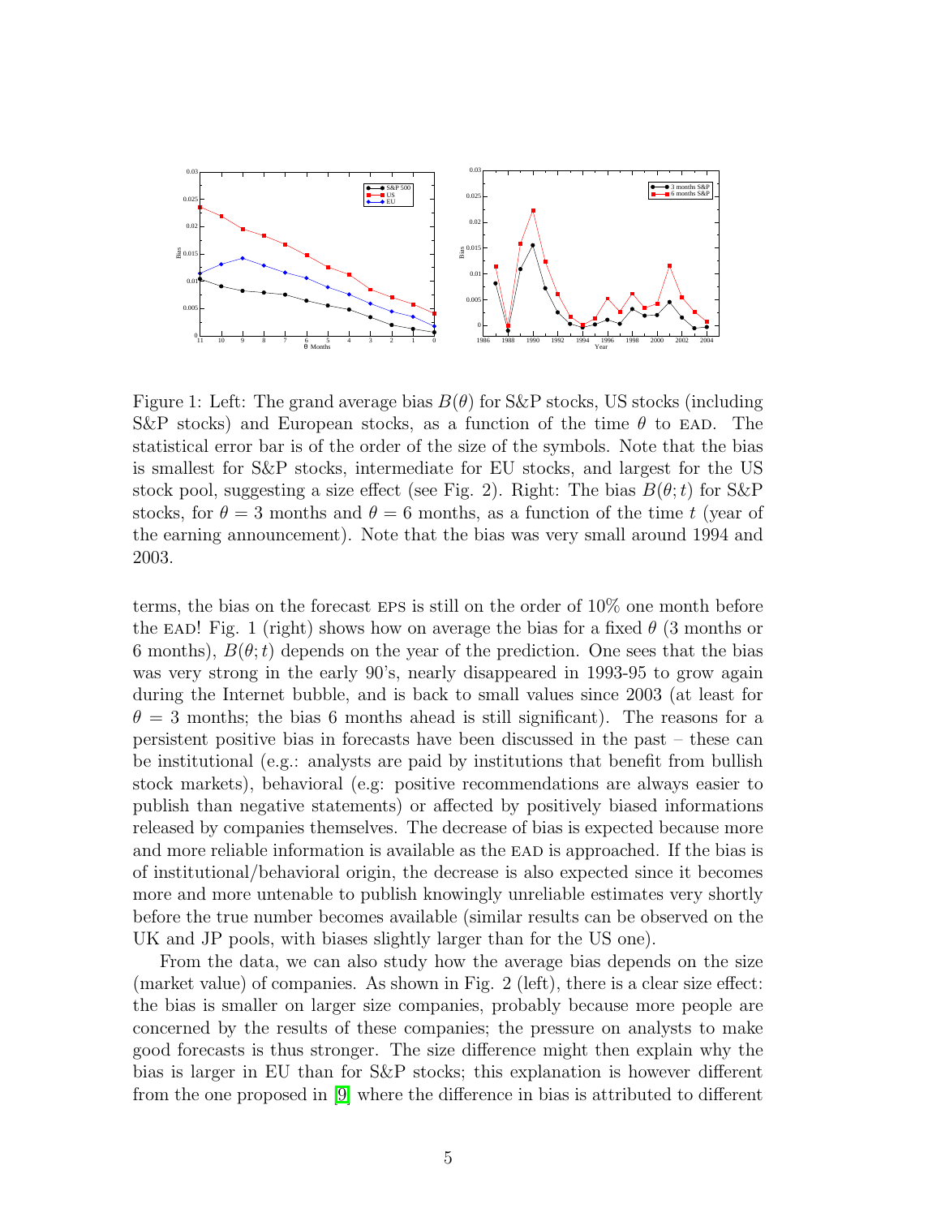Figure 1: Left: The grand average bias $B(\theta)$ for S&P stocks, US stocks (including S&P stocks) and European stocks, as a function of the time $\theta$ to EAD. The statistical error bar is of the order of the size of the symbols. Note that the bias is smallest for S&P stocks, intermediate for EU stocks, and largest for the US stock pool, suggesting a size effect (see Fig. 2). Right: The bias $B(\theta; t)$ for S&P stocks, for $\theta = 3$ months and $\theta = 6$ months, as a function of the time $t$ (year of the earning announcement). Note that the bias was very small around 1994 and 2003.

terms, the bias on the forecast EPS is still on the order of 10% one month before the EAD! Fig. 1 (right) shows how on average the bias for a fixed $\theta$ (3 months or 6 months), $B(\theta; t)$ depends on the year of the prediction. One sees that the bias was very strong in the early 90's, nearly disappeared in 1993-95 to grow again during the Internet bubble, and is back to small values since 2003 (at least for $\theta = 3$ months; the bias 6 months ahead is still significant). The reasons for a persistent positive bias in forecasts have been discussed in the past – these can be institutional (e.g.: analysts are paid by institutions that benefit from bullish stock markets), behavioral (e.g: positive recommendations are always easier to publish than negative statements) or affected by positively biased informations released by companies themselves. The decrease of bias is expected because more and more reliable information is available as the EAD is approached. If the bias is of institutional/behavioral origin, the decrease is also expected since it becomes more and more untenable to publish knowingly unreliable estimates very shortly before the true number becomes available (similar results can be observed on the UK and JP pools, with biases slightly larger than for the US one).

From the data, we can also study how the average bias depends on the size (market value) of companies. As shown in Fig. 2 (left), there is a clear size effect: the bias is smaller on larger size companies, probably because more people are concerned by the results of these companies; the pressure on analysts to make good forecasts is thus stronger. The size difference might then explain why the bias is larger in EU than for S&P stocks; this explanation is however different from the one proposed in [9] where the difference in bias is attributed to different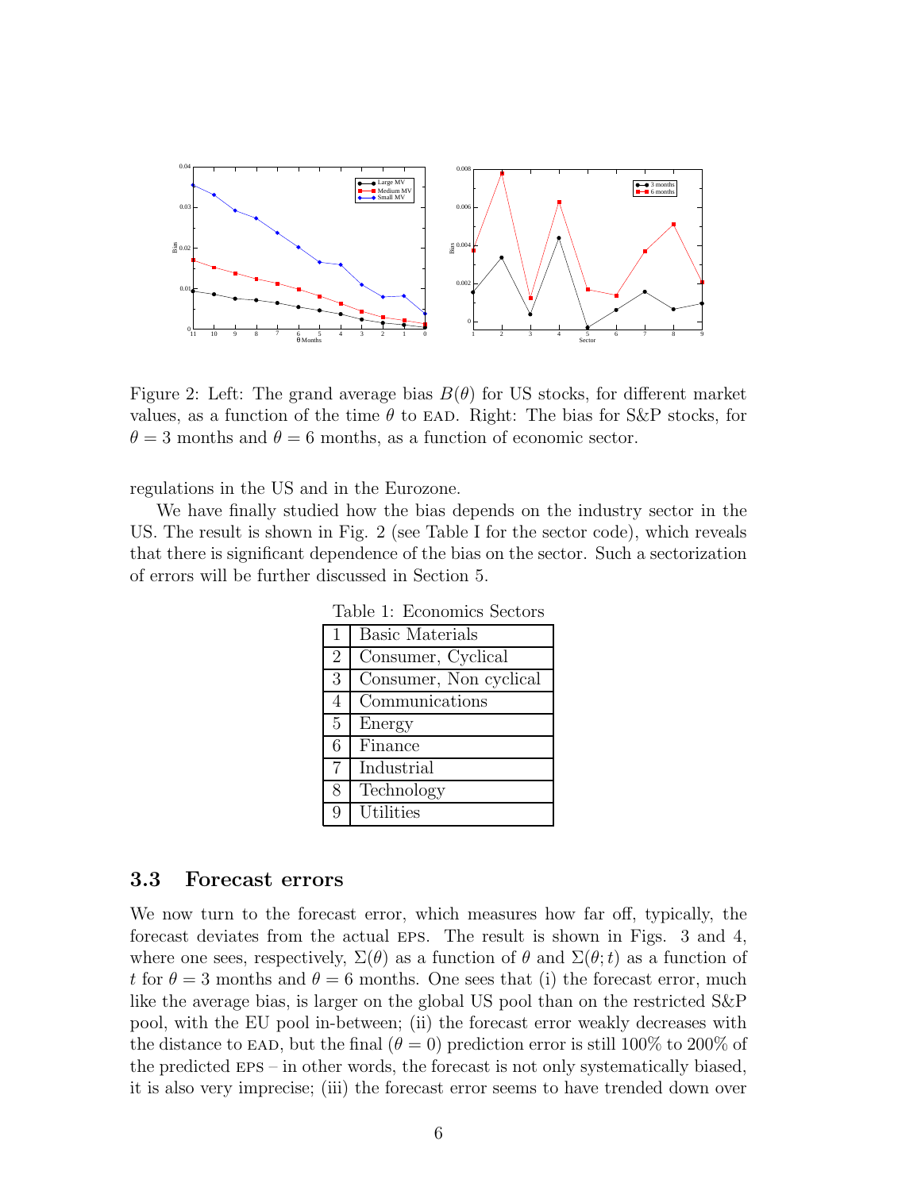Figure 2: Left: The grand average bias $B(\theta)$ for US stocks, for different market values, as a function of the time $\theta$ to EAD. Right: The bias for S&P stocks, for $\theta = 3$ months and $\theta = 6$ months, as a function of economic sector.

regulations in the US and in the Eurozone.

We have finally studied how the bias depends on the industry sector in the US. The result is shown in Fig. 2 (see Table I for the sector code), which reveals that there is significant dependence of the bias on the sector. Such a sectorization of errors will be further discussed in Section 5.

Table 1: Economics Sectors

| | |
|---|---|
| 1 | Basic Materials |
| 2 | Consumer, Cyclical |
| 3 | Consumer, Non cyclical |
| 4 | Communications |
| 5 | Energy |
| 6 | Finance |
| 7 | Industrial |
| 8 | Technology |
| 9 | Utilities |

### 3.3 Forecast errors

We now turn to the forecast error, which measures how far off, typically, the forecast deviates from the actual EPS. The result is shown in Figs. 3 and 4, where one sees, respectively, $\Sigma(\theta)$ as a function of $\theta$ and $\Sigma(\theta; t)$ as a function of $t$ for $\theta = 3$ months and $\theta = 6$ months. One sees that (i) the forecast error, much like the average bias, is larger on the global US pool than on the restricted S&P pool, with the EU pool in-between; (ii) the forecast error weakly decreases with the distance to EAD, but the final ($\theta = 0$) prediction error is still 100% to 200% of the predicted EPS – in other words, the forecast is not only systematically biased, it is also very imprecise; (iii) the forecast error seems to have trended down over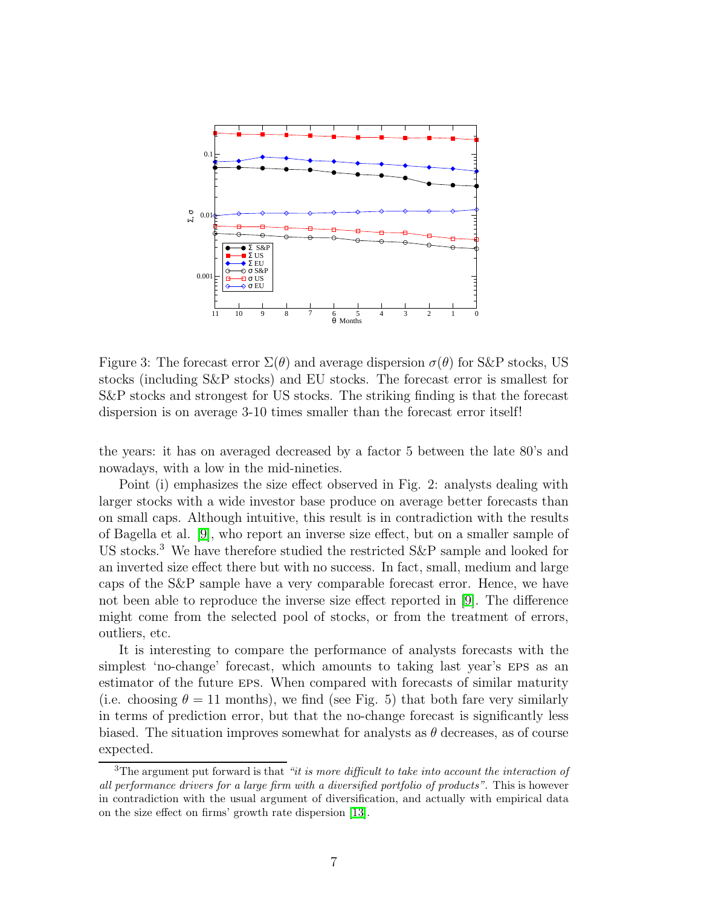Figure 3: The forecast error $\Sigma(\theta)$ and average dispersion $\sigma(\theta)$ for S&P stocks, US stocks (including S&P stocks) and EU stocks. The forecast error is smallest for S&P stocks and strongest for US stocks. The striking finding is that the forecast dispersion is on average 3-10 times smaller than the forecast error itself!

the years: it has on averaged decreased by a factor 5 between the late 80's and nowadays, with a low in the mid-nineties.

Point (i) emphasizes the size effect observed in Fig. 2: analysts dealing with larger stocks with a wide investor base produce on average better forecasts than on small caps. Although intuitive, this result is in contradiction with the results of Bagella et al. [9], who report an inverse size effect, but on a smaller sample of US stocks.[3] We have therefore studied the restricted S&P sample and looked for an inverted size effect there but with no success. In fact, small, medium and large caps of the S&P sample have a very comparable forecast error. Hence, we have not been able to reproduce the inverse size effect reported in [9]. The difference might come from the selected pool of stocks, or from the treatment of errors, outliers, etc.

It is interesting to compare the performance of analysts forecasts with the simplest 'no-change' forecast, which amounts to taking last year's EPS as an estimator of the future EPS. When compared with forecasts of similar maturity (i.e. choosing $\theta = 11$ months), we find (see Fig. 5) that both fare very similarly in terms of prediction error, but that the no-change forecast is significantly less biased. The situation improves somewhat for analysts as $\theta$ decreases, as of course expected.

[3] The argument put forward is that *"it is more difficult to take into account the interaction of all performance drivers for a large firm with a diversified portfolio of products"*. This is however in contradiction with the usual argument of diversification, and actually with empirical data on the size effect on firms' growth rate dispersion [13].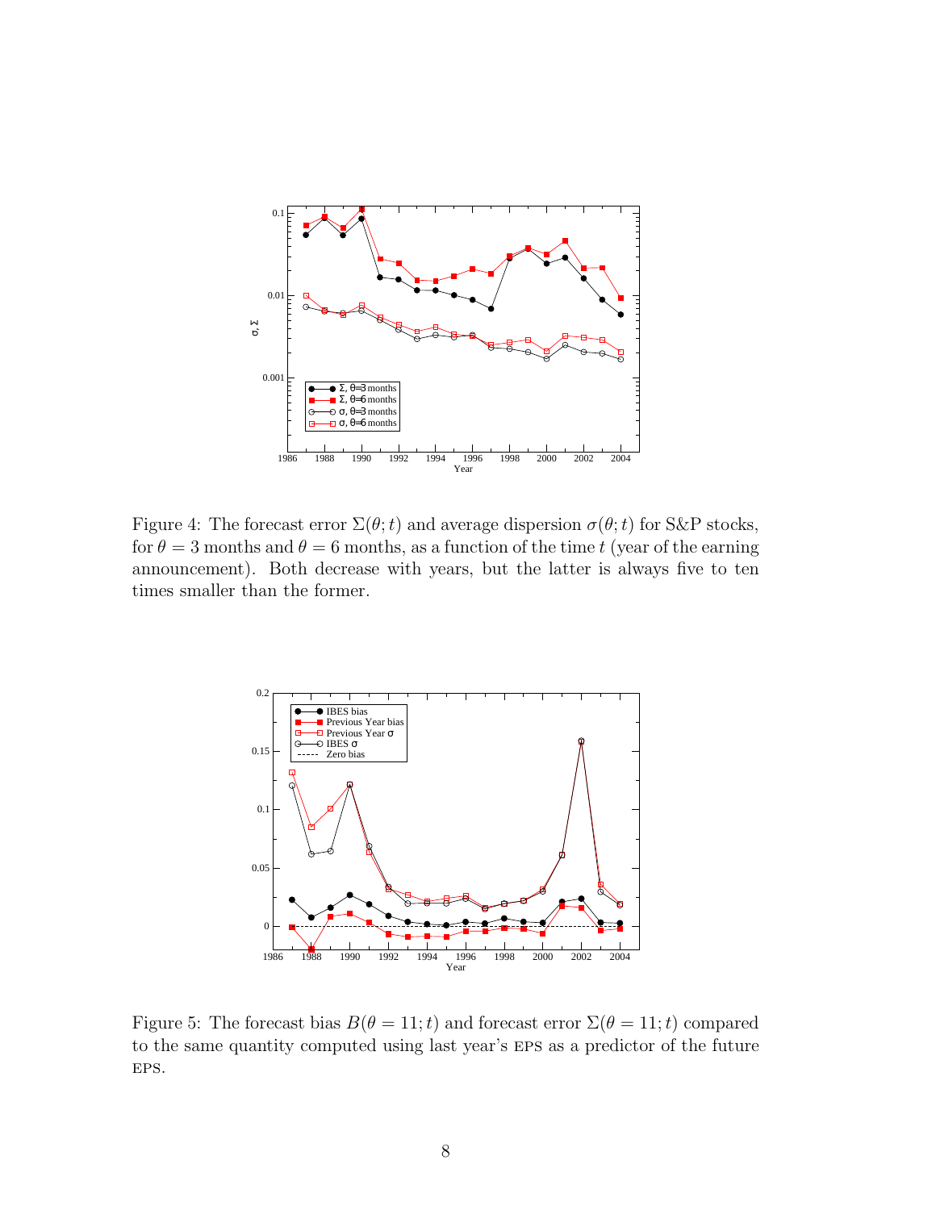Figure 4: The forecast error $\Sigma(\theta; t)$ and average dispersion $\sigma(\theta; t)$ for S&P stocks, for $\theta = 3$ months and $\theta = 6$ months, as a function of the time $t$ (year of the earning announcement). Both decrease with years, but the latter is always five to ten times smaller than the former.

Figure 5: The forecast bias $B(\theta = 11; t)$ and forecast error $\Sigma(\theta = 11; t)$ compared to the same quantity computed using last year's EPS as a predictor of the future EPS.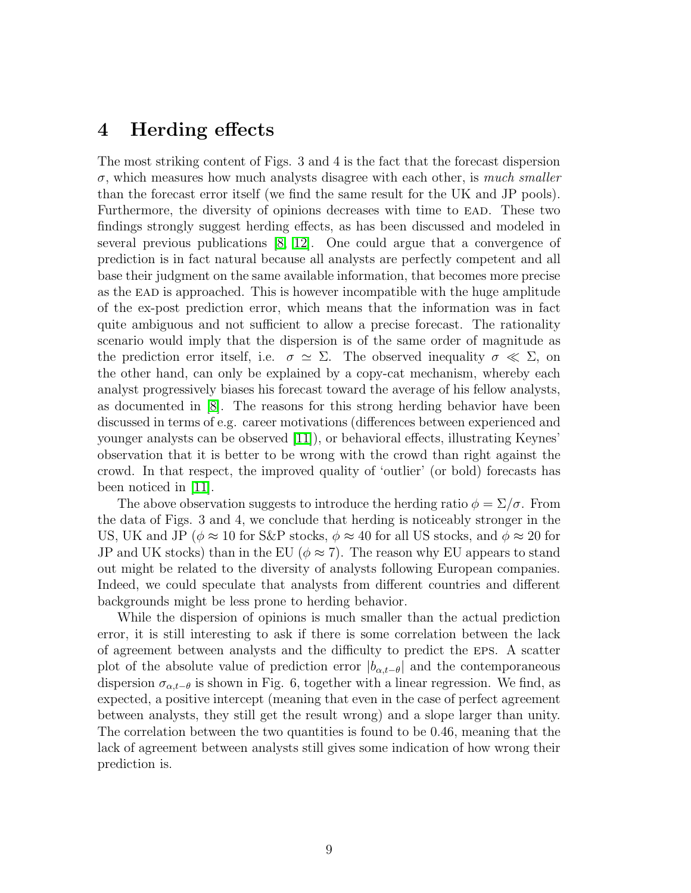# 4 Herding effects

The most striking content of Figs. 3 and 4 is the fact that the forecast dispersion $\sigma$, which measures how much analysts disagree with each other, is *much smaller* than the forecast error itself (we find the same result for the UK and JP pools). Furthermore, the diversity of opinions decreases with time to EAD. These two findings strongly suggest herding effects, as has been discussed and modeled in several previous publications [8, 12]. One could argue that a convergence of prediction is in fact natural because all analysts are perfectly competent and all base their judgment on the same available information, that becomes more precise as the EAD is approached. This is however incompatible with the huge amplitude of the ex-post prediction error, which means that the information was in fact quite ambiguous and not sufficient to allow a precise forecast. The rationality scenario would imply that the dispersion is of the same order of magnitude as the prediction error itself, i.e. $\sigma \simeq \Sigma$. The observed inequality $\sigma \ll \Sigma$, on the other hand, can only be explained by a copy-cat mechanism, whereby each analyst progressively biases his forecast toward the average of his fellow analysts, as documented in [8]. The reasons for this strong herding behavior have been discussed in terms of e.g. career motivations (differences between experienced and younger analysts can be observed [11]), or behavioral effects, illustrating Keynes' observation that it is better to be wrong with the crowd than right against the crowd. In that respect, the improved quality of 'outlier' (or bold) forecasts has been noticed in [11].

The above observation suggests to introduce the herding ratio $\phi = \Sigma/\sigma$. From the data of Figs. 3 and 4, we conclude that herding is noticeably stronger in the US, UK and JP ($\phi \approx 10$ for S&P stocks, $\phi \approx 40$ for all US stocks, and $\phi \approx 20$ for JP and UK stocks) than in the EU ($\phi \approx 7$). The reason why EU appears to stand out might be related to the diversity of analysts following European companies. Indeed, we could speculate that analysts from different countries and different backgrounds might be less prone to herding behavior.

While the dispersion of opinions is much smaller than the actual prediction error, it is still interesting to ask if there is some correlation between the lack of agreement between analysts and the difficulty to predict the EPS. A scatter plot of the absolute value of prediction error $|b_{\alpha,t-\theta}|$ and the contemporaneous dispersion $\sigma_{\alpha,t-\theta}$ is shown in Fig. 6, together with a linear regression. We find, as expected, a positive intercept (meaning that even in the case of perfect agreement between analysts, they still get the result wrong) and a slope larger than unity. The correlation between the two quantities is found to be 0.46, meaning that the lack of agreement between analysts still gives some indication of how wrong their prediction is.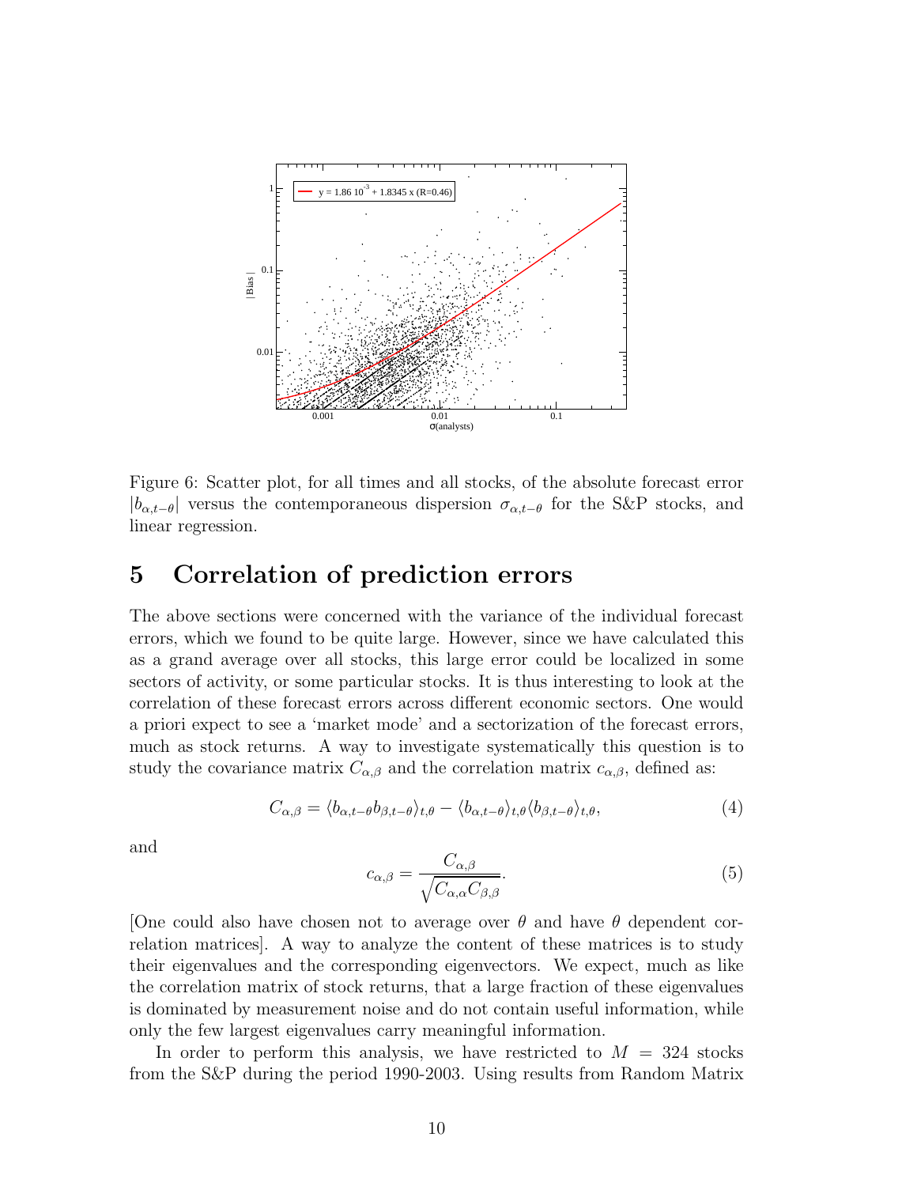Figure 6: Scatter plot, for all times and all stocks, of the absolute forecast error $|b_{\alpha,t-\theta}|$ versus the contemporaneous dispersion $\sigma_{\alpha,t-\theta}$ for the S&P stocks, and linear regression.

## 5 Correlation of prediction errors

The above sections were concerned with the variance of the individual forecast errors, which we found to be quite large. However, since we have calculated this as a grand average over all stocks, this large error could be localized in some sectors of activity, or some particular stocks. It is thus interesting to look at the correlation of these forecast errors across different economic sectors. One would a priori expect to see a 'market mode' and a sectorization of the forecast errors, much as stock returns. A way to investigate systematically this question is to study the covariance matrix $C_{\alpha,\beta}$ and the correlation matrix $c_{\alpha,\beta}$, defined as:

$$C_{\alpha,\beta} = \langle b_{\alpha,t-\theta} b_{\beta,t-\theta} \rangle_{t,\theta} - \langle b_{\alpha,t-\theta} \rangle_{t,\theta} \langle b_{\beta,t-\theta} \rangle_{t,\theta}, \tag{4}$$

and

$$c_{\alpha,\beta} = \frac{C_{\alpha,\beta}}{\sqrt{C_{\alpha,\alpha} C_{\beta,\beta}}}. \tag{5}$$

[One could also have chosen not to average over $\theta$ and have $\theta$ dependent correlation matrices]. A way to analyze the content of these matrices is to study their eigenvalues and the corresponding eigenvectors. We expect, much as like the correlation matrix of stock returns, that a large fraction of these eigenvalues is dominated by measurement noise and do not contain useful information, while only the few largest eigenvalues carry meaningful information.

In order to perform this analysis, we have restricted to $M = 324$ stocks from the S&P during the period 1990-2003. Using results from Random Matrix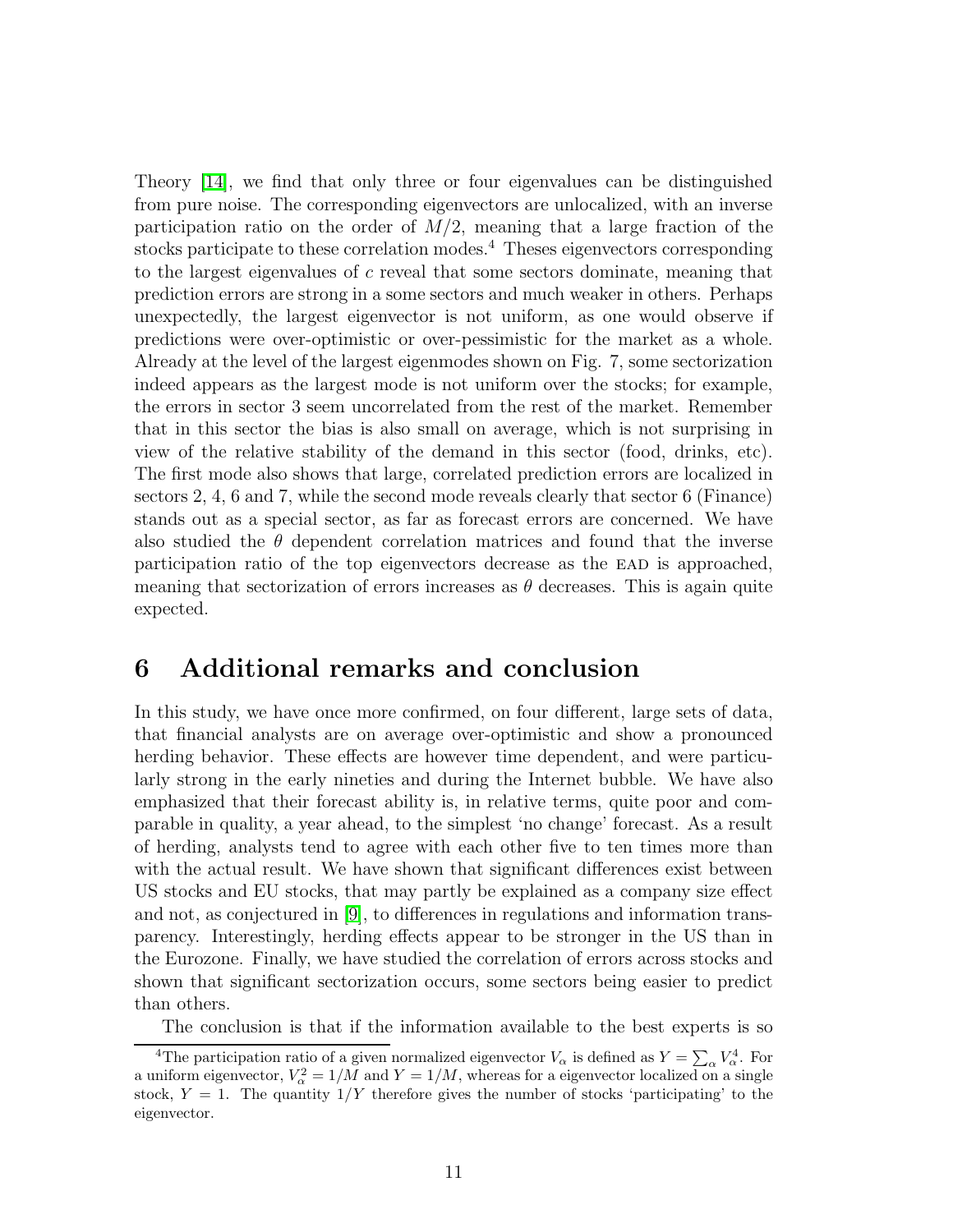Theory [14], we find that only three or four eigenvalues can be distinguished from pure noise. The corresponding eigenvectors are unlocalized, with an inverse participation ratio on the order of $M/2$, meaning that a large fraction of the stocks participate to these correlation modes.[4] Theses eigenvectors corresponding to the largest eigenvalues of $c$ reveal that some sectors dominate, meaning that prediction errors are strong in a some sectors and much weaker in others. Perhaps unexpectedly, the largest eigenvector is not uniform, as one would observe if predictions were over-optimistic or over-pessimistic for the market as a whole. Already at the level of the largest eigenmodes shown on Fig. 7, some sectorization indeed appears as the largest mode is not uniform over the stocks; for example, the errors in sector 3 seem uncorrelated from the rest of the market. Remember that in this sector the bias is also small on average, which is not surprising in view of the relative stability of the demand in this sector (food, drinks, etc). The first mode also shows that large, correlated prediction errors are localized in sectors 2, 4, 6 and 7, while the second mode reveals clearly that sector 6 (Finance) stands out as a special sector, as far as forecast errors are concerned. We have also studied the $\theta$ dependent correlation matrices and found that the inverse participation ratio of the top eigenvectors decrease as the EAD is approached, meaning that sectorization of errors increases as $\theta$ decreases. This is again quite expected.

# 6 Additional remarks and conclusion

In this study, we have once more confirmed, on four different, large sets of data, that financial analysts are on average over-optimistic and show a pronounced herding behavior. These effects are however time dependent, and were particularly strong in the early nineties and during the Internet bubble. We have also emphasized that their forecast ability is, in relative terms, quite poor and comparable in quality, a year ahead, to the simplest 'no change' forecast. As a result of herding, analysts tend to agree with each other five to ten times more than with the actual result. We have shown that significant differences exist between US stocks and EU stocks, that may partly be explained as a company size effect and not, as conjectured in [9], to differences in regulations and information transparency. Interestingly, herding effects appear to be stronger in the US than in the Eurozone. Finally, we have studied the correlation of errors across stocks and shown that significant sectorization occurs, some sectors being easier to predict than others.

The conclusion is that if the information available to the best experts is so

[4] The participation ratio of a given normalized eigenvector $V_\alpha$ is defined as $Y = \sum_\alpha V_\alpha^4$. For a uniform eigenvector, $V_\alpha^2 = 1/M$ and $Y = 1/M$, whereas for a eigenvector localized on a single stock, $Y = 1$. The quantity $1/Y$ therefore gives the number of stocks 'participating' to the eigenvector.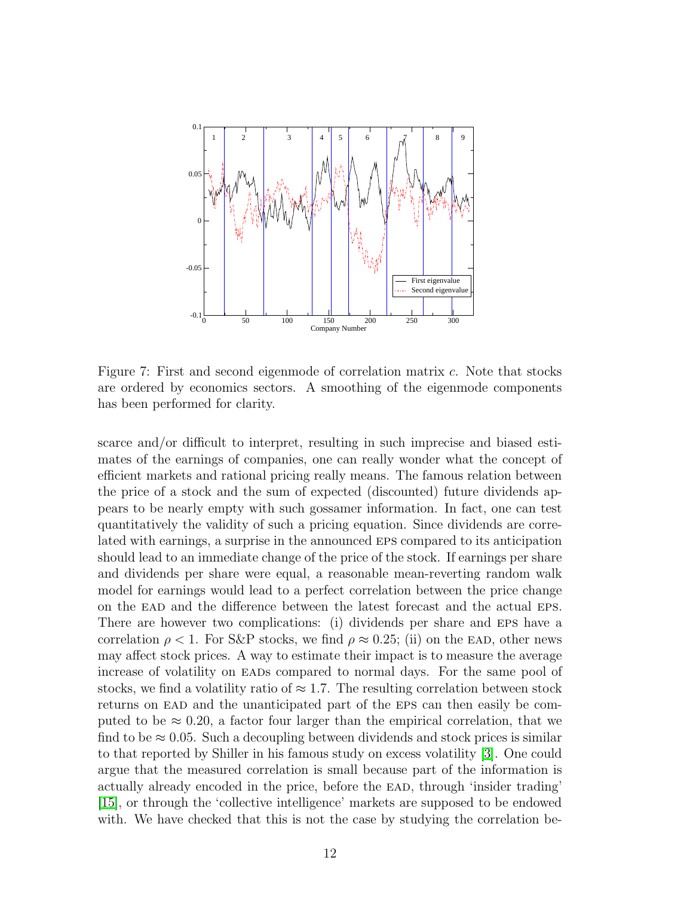Figure 7: First and second eigenmode of correlation matrix $c$. Note that stocks are ordered by economics sectors. A smoothing of the eigenmode components has been performed for clarity.

scarce and/or difficult to interpret, resulting in such imprecise and biased estimates of the earnings of companies, one can really wonder what the concept of efficient markets and rational pricing really means. The famous relation between the price of a stock and the sum of expected (discounted) future dividends appears to be nearly empty with such gossamer information. In fact, one can test quantitatively the validity of such a pricing equation. Since dividends are correlated with earnings, a surprise in the announced EPS compared to its anticipation should lead to an immediate change of the price of the stock. If earnings per share and dividends per share were equal, a reasonable mean-reverting random walk model for earnings would lead to a perfect correlation between the price change on the EAD and the difference between the latest forecast and the actual EPS. There are however two complications: (i) dividends per share and EPS have a correlation $\rho < 1$. For S&P stocks, we find $\rho \approx 0.25$; (ii) on the EAD, other news may affect stock prices. A way to estimate their impact is to measure the average increase of volatility on EADs compared to normal days. For the same pool of stocks, we find a volatility ratio of $\approx 1.7$. The resulting correlation between stock returns on EAD and the unanticipated part of the EPS can then easily be computed to be $\approx 0.20$, a factor four larger than the empirical correlation, that we find to be $\approx 0.05$. Such a decoupling between dividends and stock prices is similar to that reported by Shiller in his famous study on excess volatility [3]. One could argue that the measured correlation is small because part of the information is actually already encoded in the price, before the EAD, through 'insider trading' [15], or through the 'collective intelligence' markets are supposed to be endowed with. We have checked that this is not the case by studying the correlation be-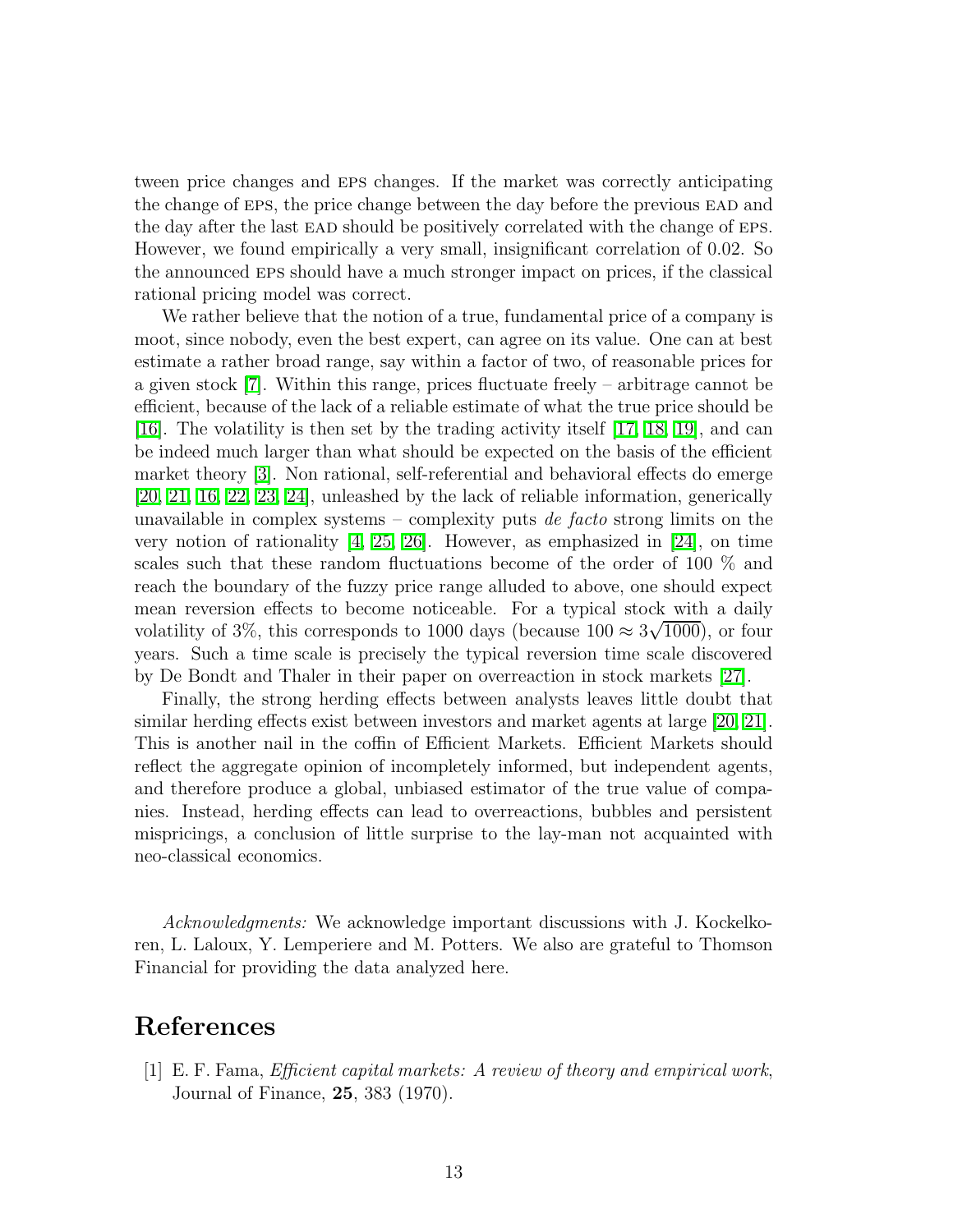tween price changes and EPS changes. If the market was correctly anticipating the change of EPS, the price change between the day before the previous EAD and the day after the last EAD should be positively correlated with the change of EPS. However, we found empirically a very small, insignificant correlation of 0.02. So the announced EPS should have a much stronger impact on prices, if the classical rational pricing model was correct.

We rather believe that the notion of a true, fundamental price of a company is moot, since nobody, even the best expert, can agree on its value. One can at best estimate a rather broad range, say within a factor of two, of reasonable prices for a given stock [7]. Within this range, prices fluctuate freely – arbitrage cannot be efficient, because of the lack of a reliable estimate of what the true price should be [16]. The volatility is then set by the trading activity itself [17, 18, 19], and can be indeed much larger than what should be expected on the basis of the efficient market theory [3]. Non rational, self-referential and behavioral effects do emerge [20, 21, 16, 22, 23, 24], unleashed by the lack of reliable information, generically unavailable in complex systems – complexity puts *de facto* strong limits on the very notion of rationality [4, 25, 26]. However, as emphasized in [24], on time scales such that these random fluctuations become of the order of 100 % and reach the boundary of the fuzzy price range alluded to above, one should expect mean reversion effects to become noticeable. For a typical stock with a daily volatility of 3%, this corresponds to 1000 days (because $100 \approx 3\sqrt{1000}$), or four years. Such a time scale is precisely the typical reversion time scale discovered by De Bondt and Thaler in their paper on overreaction in stock markets [27].

Finally, the strong herding effects between analysts leaves little doubt that similar herding effects exist between investors and market agents at large [20, 21]. This is another nail in the coffin of Efficient Markets. Efficient Markets should reflect the aggregate opinion of incompletely informed, but independent agents, and therefore produce a global, unbiased estimator of the true value of companies. Instead, herding effects can lead to overreactions, bubbles and persistent mispricings, a conclusion of little surprise to the lay-man not acquainted with neo-classical economics.

*Acknowledgments:* We acknowledge important discussions with J. Kockelkoren, L. Laloux, Y. Lemperiere and M. Potters. We also are grateful to Thomson Financial for providing the data analyzed here.

# References

[1] E. F. Fama, *Efficient capital markets: A review of theory and empirical work*, Journal of Finance, **25**, 383 (1970).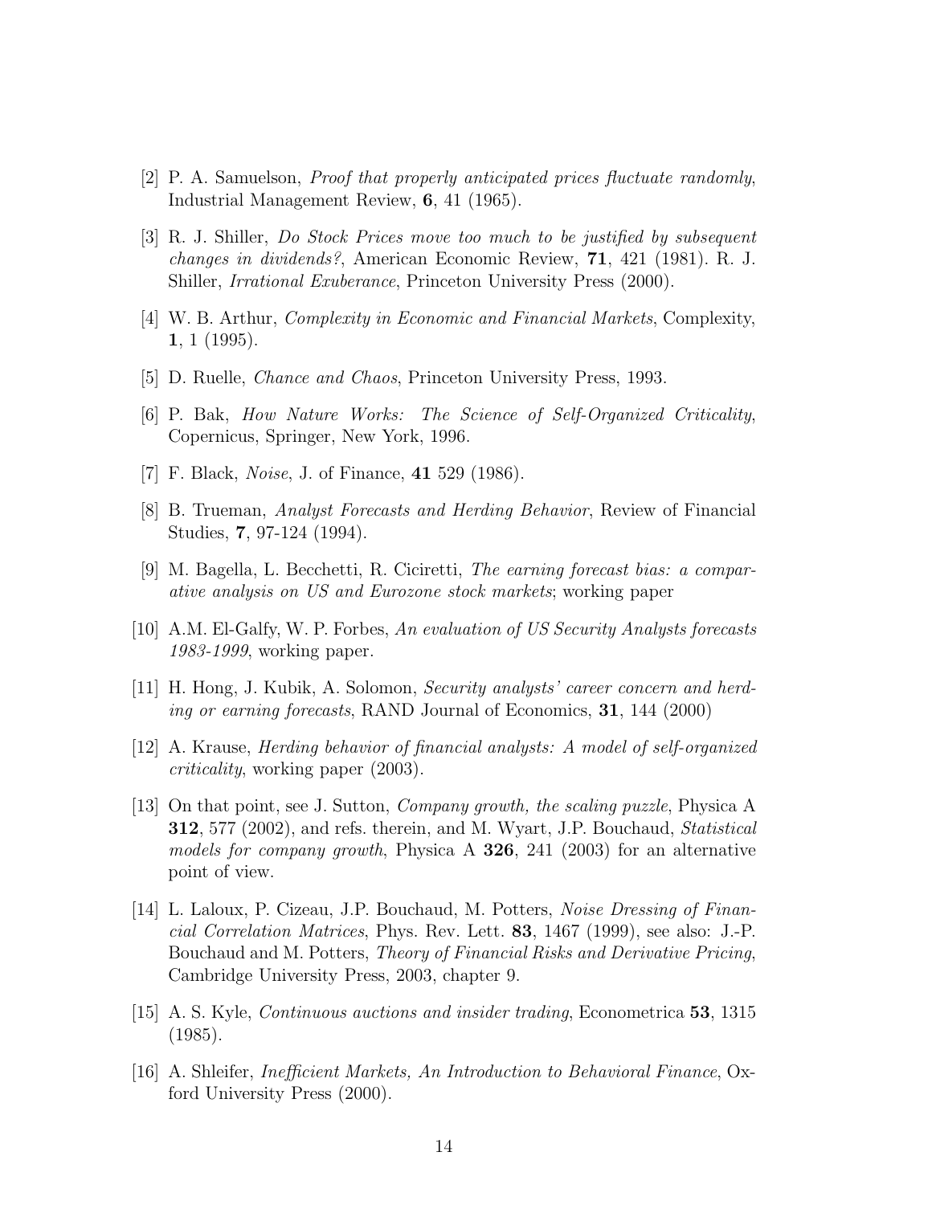[2] P. A. Samuelson, *Proof that properly anticipated prices fluctuate randomly*, Industrial Management Review, **6**, 41 (1965).

[3] R. J. Shiller, *Do Stock Prices move too much to be justified by subsequent changes in dividends?*, American Economic Review, **71**, 421 (1981). R. J. Shiller, *Irrational Exuberance*, Princeton University Press (2000).

[4] W. B. Arthur, *Complexity in Economic and Financial Markets*, Complexity, **1**, 1 (1995).

[5] D. Ruelle, *Chance and Chaos*, Princeton University Press, 1993.

[6] P. Bak, *How Nature Works: The Science of Self-Organized Criticality*, Copernicus, Springer, New York, 1996.

[7] F. Black, *Noise*, J. of Finance, **41** 529 (1986).

[8] B. Trueman, *Analyst Forecasts and Herding Behavior*, Review of Financial Studies, **7**, 97-124 (1994).

[9] M. Bagella, L. Becchetti, R. Ciciretti, *The earning forecast bias: a comparative analysis on US and Eurozone stock markets*; working paper

[10] A.M. El-Galfy, W. P. Forbes, *An evaluation of US Security Analysts forecasts 1983-1999*, working paper.

[11] H. Hong, J. Kubik, A. Solomon, *Security analysts' career concern and herding or earning forecasts*, RAND Journal of Economics, **31**, 144 (2000)

[12] A. Krause, *Herding behavior of financial analysts: A model of self-organized criticality*, working paper (2003).

[13] On that point, see J. Sutton, *Company growth, the scaling puzzle*, Physica A **312**, 577 (2002), and refs. therein, and M. Wyart, J.P. Bouchaud, *Statistical models for company growth*, Physica A **326**, 241 (2003) for an alternative point of view.

[14] L. Laloux, P. Cizeau, J.P. Bouchaud, M. Potters, *Noise Dressing of Financial Correlation Matrices*, Phys. Rev. Lett. **83**, 1467 (1999), see also: J.-P. Bouchaud and M. Potters, *Theory of Financial Risks and Derivative Pricing*, Cambridge University Press, 2003, chapter 9.

[15] A. S. Kyle, *Continuous auctions and insider trading*, Econometrica **53**, 1315 (1985).

[16] A. Shleifer, *Inefficient Markets, An Introduction to Behavioral Finance*, Oxford University Press (2000).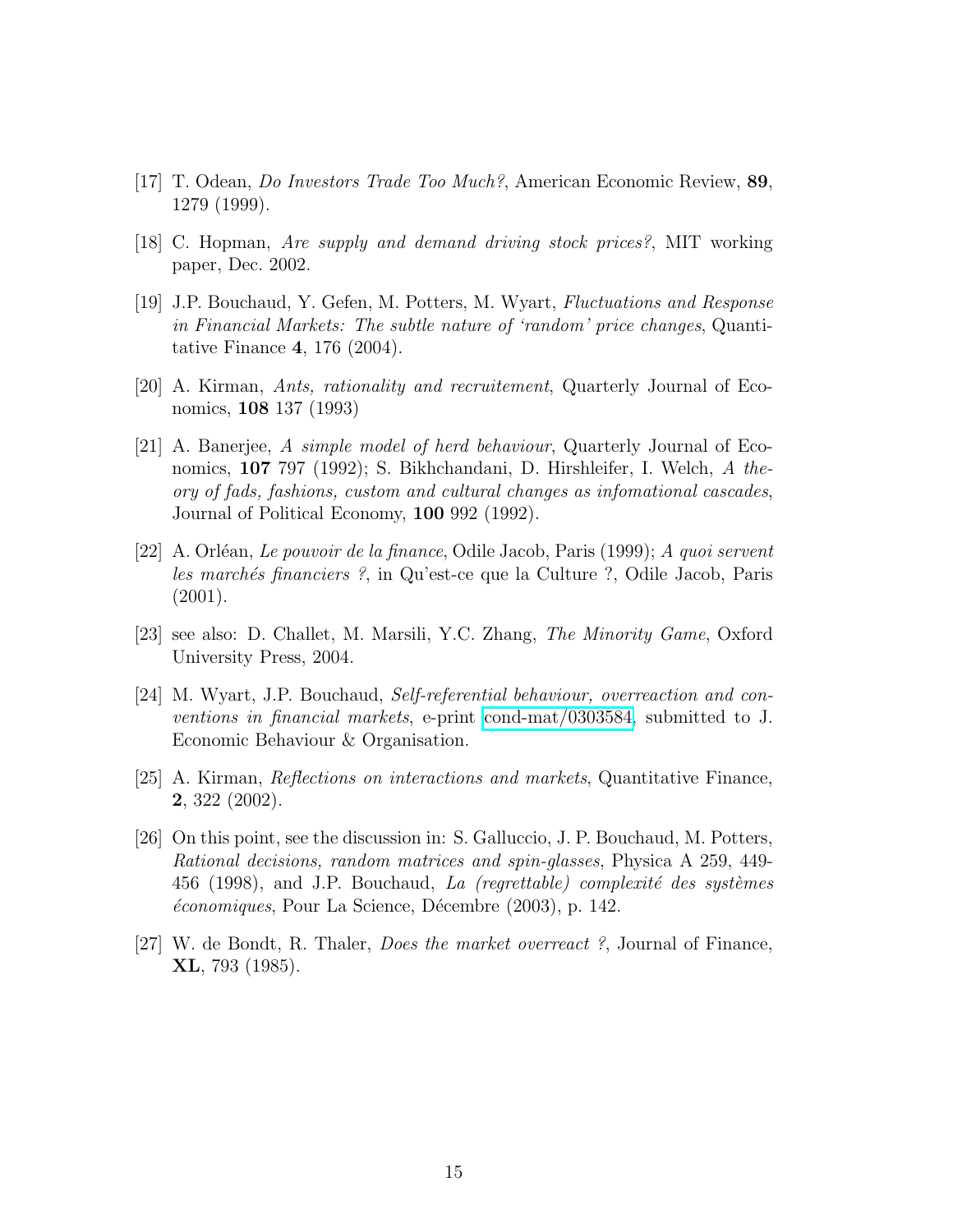[17] T. Odean, *Do Investors Trade Too Much?*, American Economic Review, **89**, 1279 (1999).

[18] C. Hopman, *Are supply and demand driving stock prices?*, MIT working paper, Dec. 2002.

[19] J.P. Bouchaud, Y. Gefen, M. Potters, M. Wyart, *Fluctuations and Response in Financial Markets: The subtle nature of 'random' price changes*, Quantitative Finance **4**, 176 (2004).

[20] A. Kirman, *Ants, rationality and recruitement*, Quarterly Journal of Economics, **108** 137 (1993)

[21] A. Banerjee, *A simple model of herd behaviour*, Quarterly Journal of Economics, **107** 797 (1992); S. Bikhchandani, D. Hirshleifer, I. Welch, *A theory of fads, fashions, custom and cultural changes as infomational cascades*, Journal of Political Economy, **100** 992 (1992).

[22] A. Orléan, *Le pouvoir de la finance*, Odile Jacob, Paris (1999); *A quoi servent les marchés financiers ?*, in Qu'est-ce que la Culture ?, Odile Jacob, Paris (2001).

[23] see also: D. Challet, M. Marsili, Y.C. Zhang, *The Minority Game*, Oxford University Press, 2004.

[24] M. Wyart, J.P. Bouchaud, *Self-referential behaviour, overreaction and conventions in financial markets*, e-print cond-mat/0303584, submitted to J. Economic Behaviour & Organisation.

[25] A. Kirman, *Reflections on interactions and markets*, Quantitative Finance, **2**, 322 (2002).

[26] On this point, see the discussion in: S. Galluccio, J. P. Bouchaud, M. Potters, *Rational decisions, random matrices and spin-glasses*, Physica A 259, 449-456 (1998), and J.P. Bouchaud, *La (regrettable) complexité des systèmes économiques*, Pour La Science, Décembre (2003), p. 142.

[27] W. de Bondt, R. Thaler, *Does the market overreact ?*, Journal of Finance, **XL**, 793 (1985).